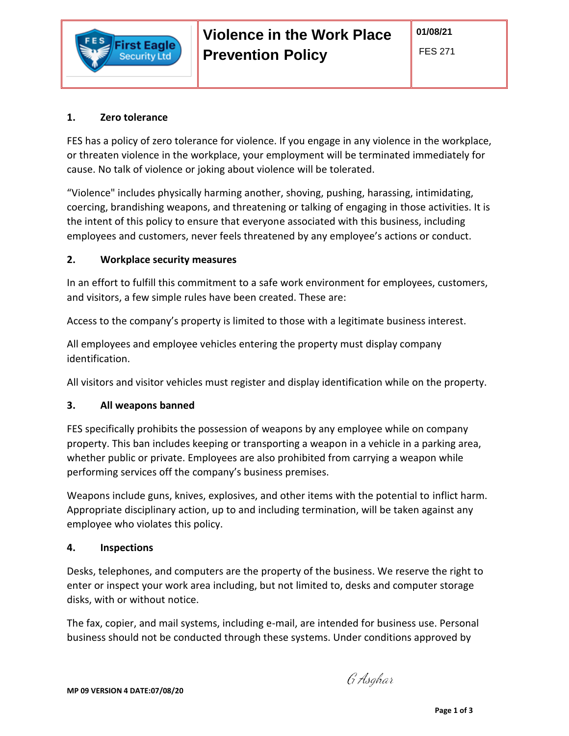| First Eagle Security Ltd | **Violence in the Work Place Prevention Policy** | **01/08/21** FES 271 |
|---|---|---|

## 1. Zero tolerance

FES has a policy of zero tolerance for violence. If you engage in any violence in the workplace, or threaten violence in the workplace, your employment will be terminated immediately for cause. No talk of violence or joking about violence will be tolerated.

"Violence" includes physically harming another, shoving, pushing, harassing, intimidating, coercing, brandishing weapons, and threatening or talking of engaging in those activities. It is the intent of this policy to ensure that everyone associated with this business, including employees and customers, never feels threatened by any employee's actions or conduct.

## 2. Workplace security measures

In an effort to fulfill this commitment to a safe work environment for employees, customers, and visitors, a few simple rules have been created. These are:

Access to the company's property is limited to those with a legitimate business interest.

All employees and employee vehicles entering the property must display company identification.

All visitors and visitor vehicles must register and display identification while on the property.

## 3. All weapons banned

FES specifically prohibits the possession of weapons by any employee while on company property. This ban includes keeping or transporting a weapon in a vehicle in a parking area, whether public or private. Employees are also prohibited from carrying a weapon while performing services off the company's business premises.

Weapons include guns, knives, explosives, and other items with the potential to inflict harm. Appropriate disciplinary action, up to and including termination, will be taken against any employee who violates this policy.

## 4. Inspections

Desks, telephones, and computers are the property of the business. We reserve the right to enter or inspect your work area including, but not limited to, desks and computer storage disks, with or without notice.

The fax, copier, and mail systems, including e-mail, are intended for business use. Personal business should not be conducted through these systems. Under conditions approved by

G Asghar

**MP 09 VERSION 4 DATE:07/08/20**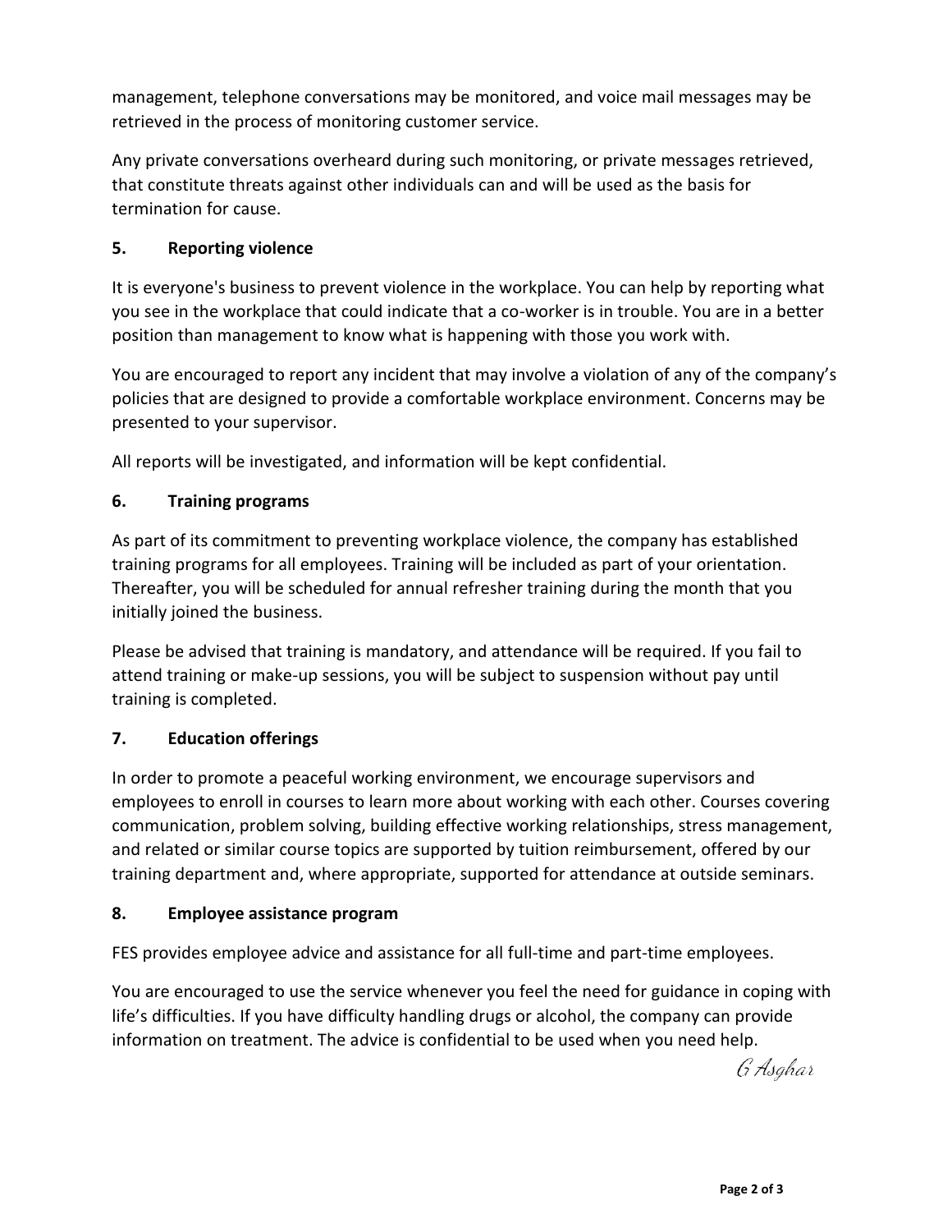management, telephone conversations may be monitored, and voice mail messages may be retrieved in the process of monitoring customer service.

Any private conversations overheard during such monitoring, or private messages retrieved, that constitute threats against other individuals can and will be used as the basis for termination for cause.

## 5. Reporting violence

It is everyone's business to prevent violence in the workplace. You can help by reporting what you see in the workplace that could indicate that a co-worker is in trouble. You are in a better position than management to know what is happening with those you work with.

You are encouraged to report any incident that may involve a violation of any of the company's policies that are designed to provide a comfortable workplace environment. Concerns may be presented to your supervisor.

All reports will be investigated, and information will be kept confidential.

## 6. Training programs

As part of its commitment to preventing workplace violence, the company has established training programs for all employees. Training will be included as part of your orientation. Thereafter, you will be scheduled for annual refresher training during the month that you initially joined the business.

Please be advised that training is mandatory, and attendance will be required. If you fail to attend training or make-up sessions, you will be subject to suspension without pay until training is completed.

## 7. Education offerings

In order to promote a peaceful working environment, we encourage supervisors and employees to enroll in courses to learn more about working with each other. Courses covering communication, problem solving, building effective working relationships, stress management, and related or similar course topics are supported by tuition reimbursement, offered by our training department and, where appropriate, supported for attendance at outside seminars.

## 8. Employee assistance program

FES provides employee advice and assistance for all full-time and part-time employees.

You are encouraged to use the service whenever you feel the need for guidance in coping with life's difficulties. If you have difficulty handling drugs or alcohol, the company can provide information on treatment. The advice is confidential to be used when you need help.

G Asghar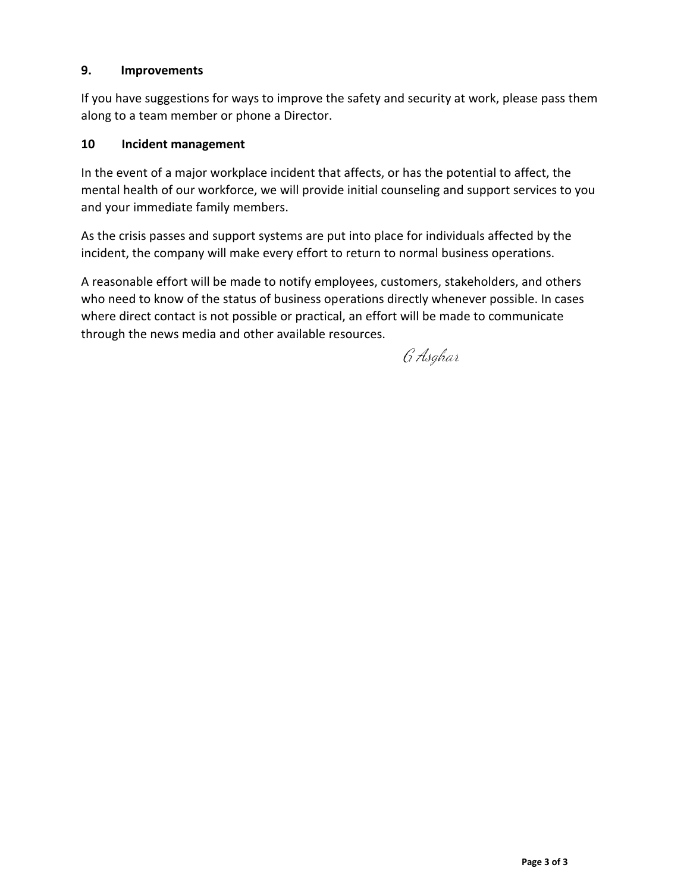## 9. Improvements

If you have suggestions for ways to improve the safety and security at work, please pass them along to a team member or phone a Director.

## 10 Incident management

In the event of a major workplace incident that affects, or has the potential to affect, the mental health of our workforce, we will provide initial counseling and support services to you and your immediate family members.

As the crisis passes and support systems are put into place for individuals affected by the incident, the company will make every effort to return to normal business operations.

A reasonable effort will be made to notify employees, customers, stakeholders, and others who need to know of the status of business operations directly whenever possible. In cases where direct contact is not possible or practical, an effort will be made to communicate through the news media and other available resources.

*G Asghar*